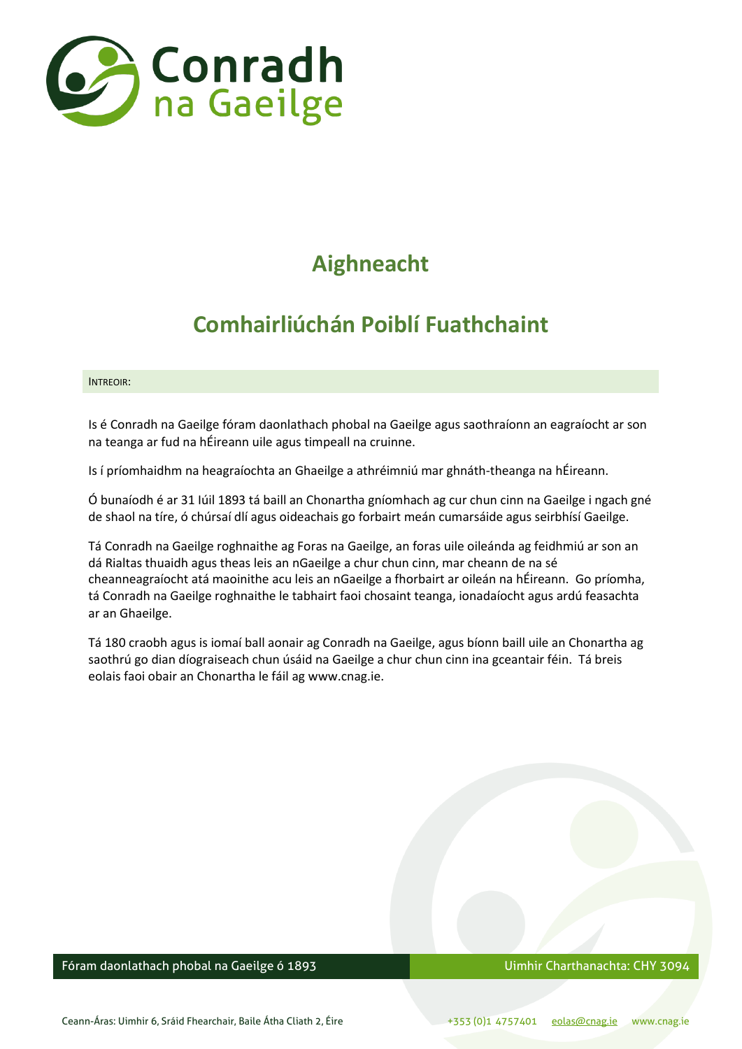Conradh na Gaeilge

# Aighneacht

## Comhairliúchán Poiblí Fuathchaint

INTREOIR:

Is é Conradh na Gaeilge fóram daonlathach phobal na Gaeilge agus saothraíonn an eagraíocht ar son na teanga ar fud na hÉireann uile agus timpeall na cruinne.

Is í príomhaidhm na heagraíochta an Ghaeilge a athréimniú mar ghnáth-theanga na hÉireann.

Ó bunaíodh é ar 31 Iúil 1893 tá baill an Chonartha gníomhach ag cur chun cinn na Gaeilge i ngach gné de shaol na tíre, ó chúrsaí dlí agus oideachais go forbairt meán cumarsáide agus seirbhísí Gaeilge.

Tá Conradh na Gaeilge roghnaithe ag Foras na Gaeilge, an foras uile oileánda ag feidhmiú ar son an dá Rialtas thuaidh agus theas leis an nGaeilge a chur chun cinn, mar cheann de na sé cheanneagraíocht atá maoinithe acu leis an nGaeilge a fhorbairt ar oileán na hÉireann. Go príomha, tá Conradh na Gaeilge roghnaithe le tabhairt faoi chosaint teanga, ionadaíocht agus ardú feasachta ar an Ghaeilge.

Tá 180 craobh agus is iomaí ball aonair ag Conradh na Gaeilge, agus bíonn baill uile an Chonartha ag saothrú go dian díograiseach chun úsáid na Gaeilge a chur chun cinn ina gceantair féin. Tá breis eolais faoi obair an Chonartha le fáil ag www.cnag.ie.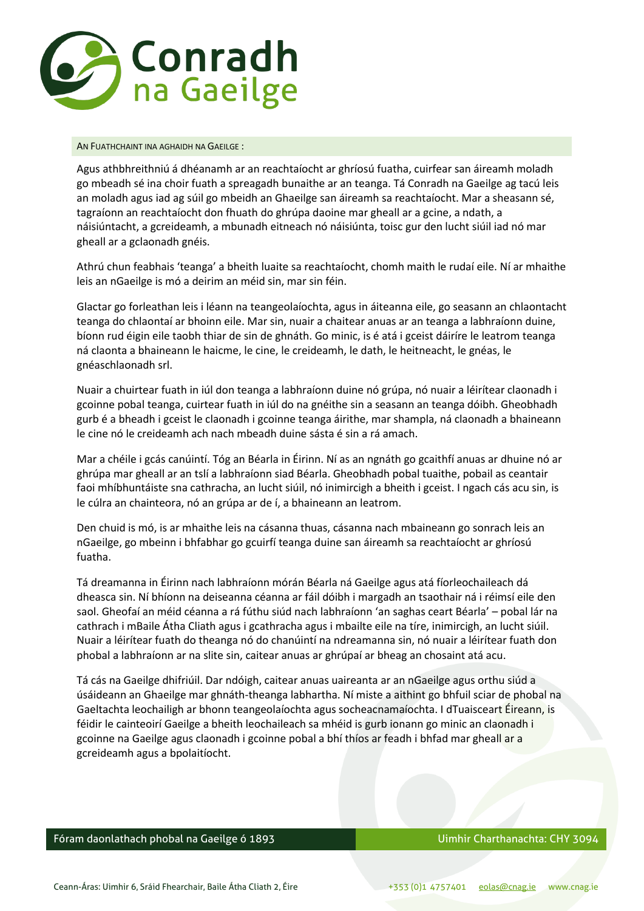## An Fuathchaint ina aghaidh na Gaeilge :

Agus athbhreithniú á dhéanamh ar an reachtaíocht ar ghríosú fuatha, cuirfear san áireamh moladh go mbeadh sé ina choir fuath a spreagadh bunaithe ar an teanga. Tá Conradh na Gaeilge ag tacú leis an moladh agus iad ag súil go mbeidh an Ghaeilge san áireamh sa reachtaíocht. Mar a sheasann sé, tagraíonn an reachtaíocht don fhuath do ghrúpa daoine mar gheall ar a gcine, a ndath, a náisiúntacht, a gcreideamh, a mbunadh eitneach nó náisiúnta, toisc gur den lucht siúil iad nó mar gheall ar a gclaonadh gnéis.

Athrú chun feabhais 'teanga' a bheith luaite sa reachtaíocht, chomh maith le rudaí eile. Ní ar mhaithe leis an nGaeilge is mó a deirim an méid sin, mar sin féin.

Glactar go forleathan leis i léann na teangeolaíochta, agus in áiteanna eile, go seasann an chlaontacht teanga do chlaontaí ar bhoinn eile. Mar sin, nuair a chaitear anuas ar an teanga a labhraíonn duine, bíonn rud éigin eile taobh thiar de sin de ghnáth. Go minic, is é atá i gceist dáiríre le leatrom teanga ná claonta a bhaineann le haicme, le cine, le creideamh, le dath, le heitneacht, le gnéas, le gnéaschlaonadh srl.

Nuair a chuirtear fuath in iúl don teanga a labhraíonn duine nó grúpa, nó nuair a léirítear claonadh i gcoinne pobal teanga, cuirtear fuath in iúl do na gnéithe sin a seasann an teanga dóibh. Gheobhadh gurb é a bheadh i gceist le claonadh i gcoinne teanga áirithe, mar shampla, ná claonadh a bhaineann le cine nó le creideamh ach nach mbeadh duine sásta é sin a rá amach.

Mar a chéile i gcás canúintí. Tóg an Béarla in Éirinn. Ní as an ngnáth go gcaithfí anuas ar dhuine nó ar ghrúpa mar gheall ar an tslí a labhraíonn siad Béarla. Gheobhadh pobal tuaithe, pobail as ceantair faoi mhíbhuntáiste sna cathracha, an lucht siúil, nó inimircigh a bheith i gceist. I ngach cás acu sin, is le cúlra an chainteora, nó an grúpa ar de í, a bhaineann an leatrom.

Den chuid is mó, is ar mhaithe leis na cásanna thuas, cásanna nach mbaineann go sonrach leis an nGaeilge, go mbeinn i bhfabhar go gcuirfí teanga duine san áireamh sa reachtaíocht ar ghríosú fuatha.

Tá dreamanna in Éirinn nach labhraíonn mórán Béarla ná Gaeilge agus atá fíorleochaileach dá dheasca sin. Ní bhíonn na deiseanna céanna ar fáil dóibh i margadh an tsaothair ná i réimsí eile den saol. Gheofaí an méid céanna a rá fúthu siúd nach labhraíonn 'an saghas ceart Béarla' – pobal lár na cathrach i mBaile Átha Cliath agus i gcathracha agus i mbailte eile na tíre, inimircigh, an lucht siúil. Nuair a léirítear fuath do theanga nó do chanúintí na ndreamanna sin, nó nuair a léirítear fuath don phobal a labhraíonn ar na slite sin, caitear anuas ar ghrúpaí ar bheag an chosaint atá acu.

Tá cás na Gaeilge dhifriúil. Dar ndóigh, caitear anuas uaireanta ar an nGaeilge agus orthu siúd a úsáideann an Ghaeilge mar ghnáth-theanga labhartha. Ní miste a aithint go bhfuil sciar de phobal na Gaeltachta leochailigh ar bhonn teangeolaíochta agus socheacnamaíochta. I dTuaisceart Éireann, is féidir le cainteoirí Gaeilge a bheith leochaileach sa mhéid is gurb ionann go minic an claonadh i gcoinne na Gaeilge agus claonadh i gcoinne pobal a bhí thíos ar feadh i bhfad mar gheall ar a gcreideamh agus a bpolaitíocht.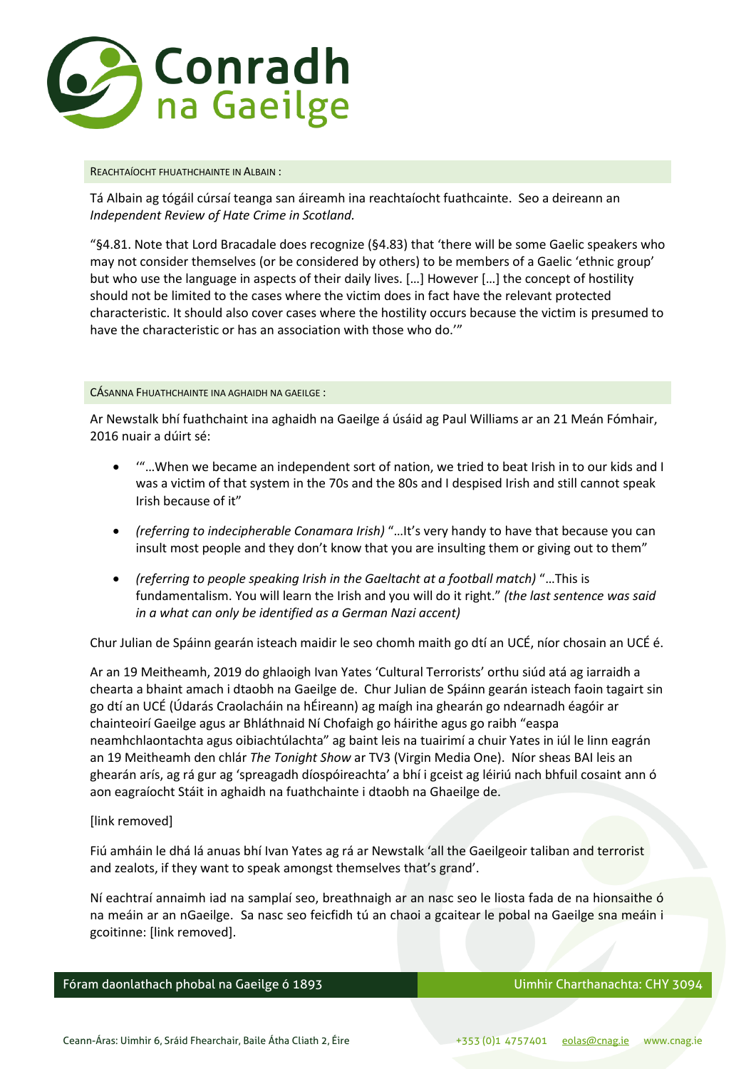REACHTAÍOCHT FHUATHCHAINTE IN ALBAIN :

Tá Albain ag tógáil cúrsaí teanga san áireamh ina reachtaíocht fuathcainte. Seo a deireann an *Independent Review of Hate Crime in Scotland.*

"§4.81. Note that Lord Bracadale does recognize (§4.83) that 'there will be some Gaelic speakers who may not consider themselves (or be considered by others) to be members of a Gaelic 'ethnic group' but who use the language in aspects of their daily lives. […] However […] the concept of hostility should not be limited to the cases where the victim does in fact have the relevant protected characteristic. It should also cover cases where the hostility occurs because the victim is presumed to have the characteristic or has an association with those who do.'"

CÁSANNA FHUATHCHAINTE INA AGHAIDH NA GAEILGE :

Ar Newstalk bhí fuathchaint ina aghaidh na Gaeilge á úsáid ag Paul Williams ar an 21 Meán Fómhair, 2016 nuair a dúirt sé:

- '"…When we became an independent sort of nation, we tried to beat Irish in to our kids and I was a victim of that system in the 70s and the 80s and I despised Irish and still cannot speak Irish because of it"
- *(referring to indecipherable Conamara Irish)* "…It's very handy to have that because you can insult most people and they don't know that you are insulting them or giving out to them"
- *(referring to people speaking Irish in the Gaeltacht at a football match)* "…This is fundamentalism. You will learn the Irish and you will do it right." *(the last sentence was said in a what can only be identified as a German Nazi accent)*

Chur Julian de Spáinn gearán isteach maidir le seo chomh maith go dtí an UCÉ, níor chosain an UCÉ é.

Ar an 19 Meitheamh, 2019 do ghlaoigh Ivan Yates 'Cultural Terrorists' orthu siúd atá ag iarraidh a chearta a bhaint amach i dtaobh na Gaeilge de. Chur Julian de Spáinn gearán isteach faoin tagairt sin go dtí an UCÉ (Údarás Craolacháin na hÉireann) ag maígh ina ghearán go ndearnadh éagóir ar chainteoirí Gaeilge agus ar Bhláthnaid Ní Chofaigh go háirithe agus go raibh "easpa neamhchlaontachta agus oibiachtúlachta" ag baint leis na tuairimí a chuir Yates in iúl le linn eagrán an 19 Meitheamh den chlár *The Tonight Show* ar TV3 (Virgin Media One). Níor sheas BAI leis an ghearán arís, ag rá gur ag 'spreagadh díospóireachta' a bhí i gceist ag léiriú nach bhfuil cosaint ann ó aon eagraíocht Stáit in aghaidh na fuathchainte i dtaobh na Ghaeilge de.

[link removed]

Fiú amháin le dhá lá anuas bhí Ivan Yates ag rá ar Newstalk 'all the Gaelgeoir taliban and terrorist and zealots, if they want to speak amongst themselves that's grand'.

Ní eachtraí annaimh iad na samplaí seo, breathnaigh ar an nasc seo le liosta fada de na hionsaithe ó na meáin ar an nGaeilge. Sa nasc seo feicfidh tú an chaoi a gcaitear le pobal na Gaeilge sna meáin i gcoitinne: [link removed].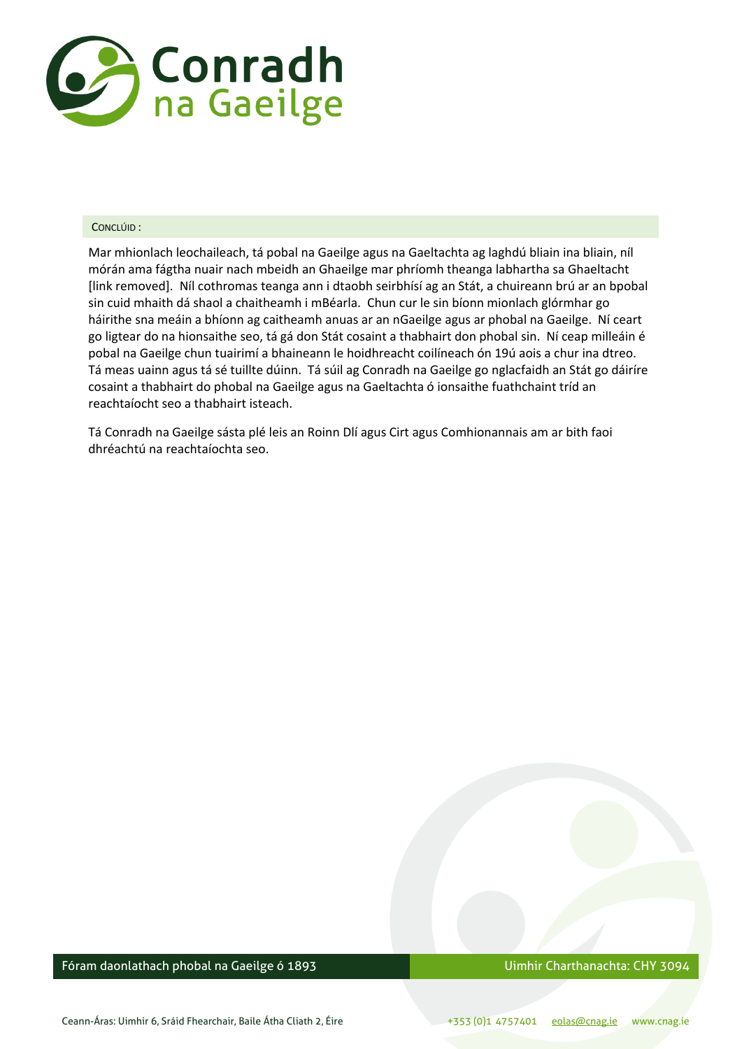## CONCLÚID :

Mar mhionlach leochaileach, tá pobal na Gaeilge agus na Gaeltachta ag laghdú bliain ina bliain, níl mórán ama fágtha nuair nach mbeidh an Ghaeilge mar phríomh theanga labhartha sa Ghaeltacht [link removed]. Níl cothromas teanga ann i dtaobh seirbhísí ag an Stát, a chuireann brú ar an bpobal sin cuid mhaith dá shaol a chaitheamh i mBéarla. Chun cur le sin bíonn mionlach glórmhar go háirithe sna meáin a bhíonn ag caitheamh anuas ar an nGaeilge agus ar phobal na Gaeilge. Ní ceart go ligtear do na hionsaithe seo, tá gá don Stát cosaint a thabhairt don phobal sin. Ní ceap milleáin é pobal na Gaeilge chun tuairimí a bhaineann le hoidhreacht coilíneach ón 19ú aois a chur ina dtreo. Tá meas uainn agus tá sé tuillte dúinn. Tá súil ag Conradh na Gaeilge go nglacfaidh an Stát go dáiríre cosaint a thabhairt do phobal na Gaeilge agus na Gaeltachta ó ionsaithe fuathchaint tríd an reachtaíocht seo a thabhairt isteach.

Tá Conradh na Gaeilge sásta plé leis an Roinn Dlí agus Cirt agus Comhionannais am ar bith faoi dhréachtú na reachtaíochta seo.